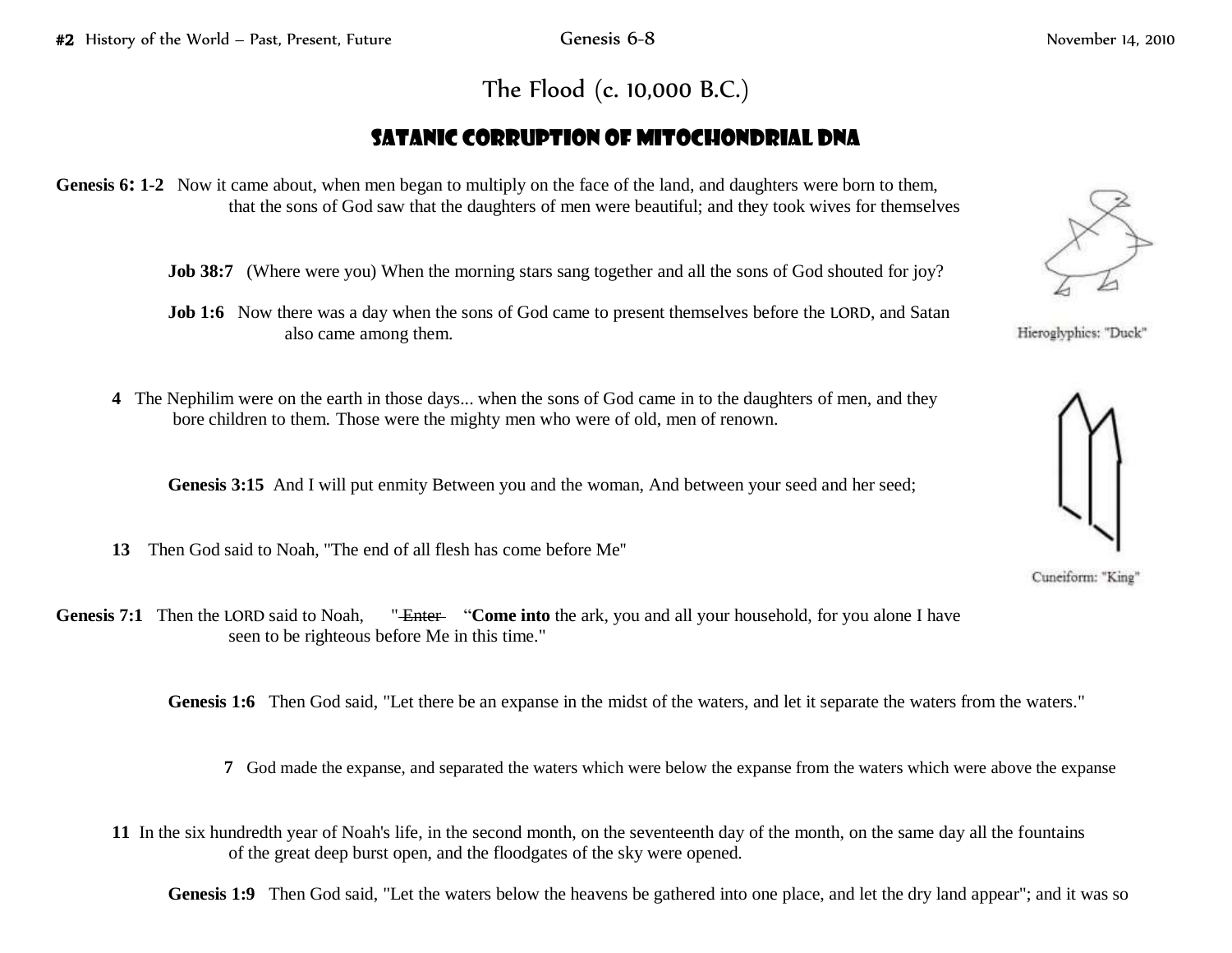# The Flood (c. 10,000 B.C.)

## SATANIC CORRUPTION OF MITOCHONDRIAL DNA

**Genesis 6: 1-2** Now it came about, when men began to multiply on the face of the land, and daughters were born to them, that the sons of God saw that the daughters of men were beautiful; and they took wives for themselves

**Job 38:7** (Where were you) When the morning stars sang together and all the sons of God shouted for joy?

**Job 1:6** Now there was a day when the sons of God came to present themselves before the LORD, and Satan also came among them.

Hieroglyphics: "Duck"

**4** The Nephilim were on the earth in those days... when the sons of God came in to the daughters of men, and they bore children to them. Those were the mighty men who were of old, men of renown.

**Genesis 3:15** And I will put enmity Between you and the woman, And between your seed and her seed;

Cuneiform: "King"

**13** Then God said to Noah, "The end of all flesh has come before Me"

**Genesis 7:1** Then the LORD said to Noah, "~~Enter~~ "**Come into** the ark, you and all your household, for you alone I have seen to be righteous before Me in this time."

**Genesis 1:6** Then God said, "Let there be an expanse in the midst of the waters, and let it separate the waters from the waters."

**7** God made the expanse, and separated the waters which were below the expanse from the waters which were above the expanse

**11** In the six hundredth year of Noah's life, in the second month, on the seventeenth day of the month, on the same day all the fountains of the great deep burst open, and the floodgates of the sky were opened.

**Genesis 1:9** Then God said, "Let the waters below the heavens be gathered into one place, and let the dry land appear"; and it was so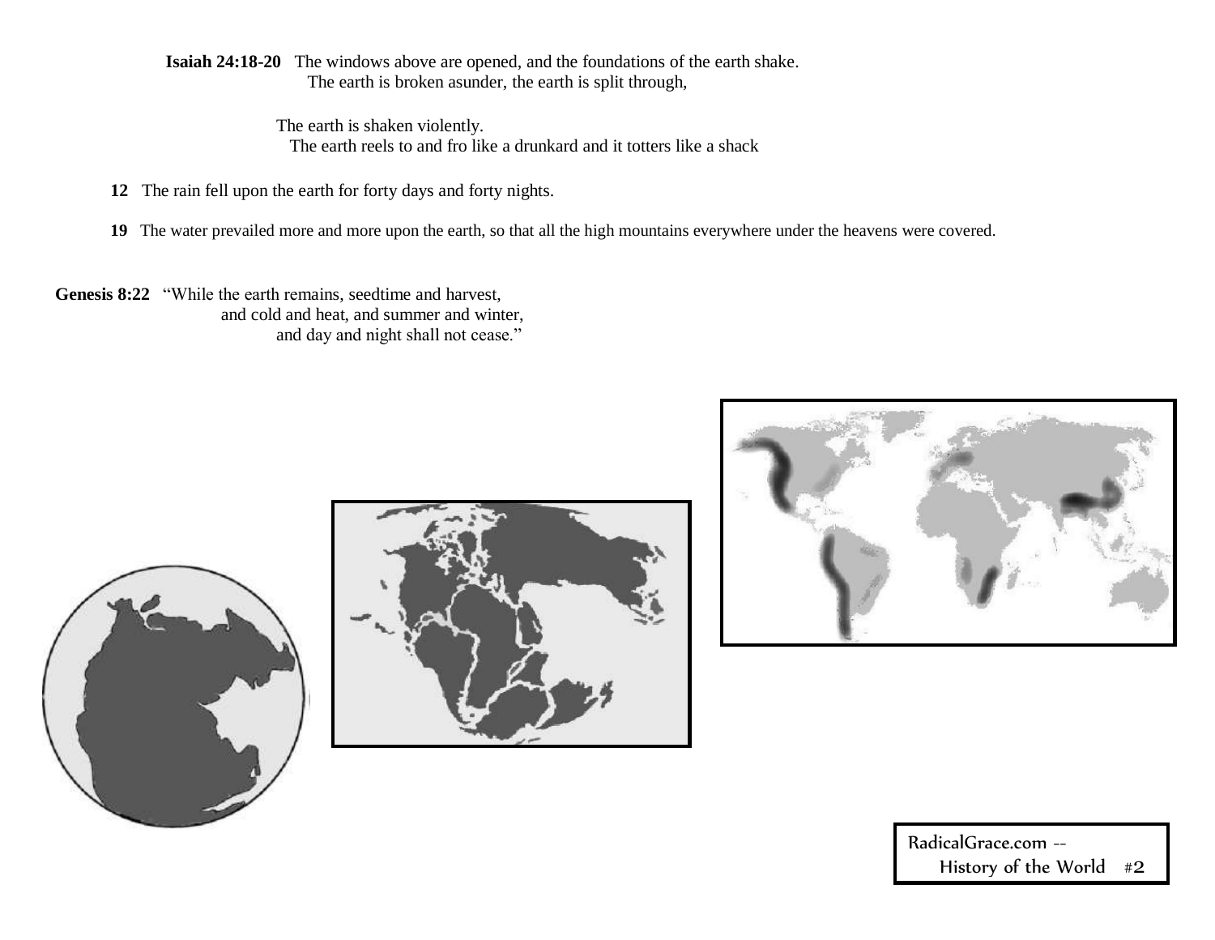**Isaiah 24:18-20** The windows above are opened, and the foundations of the earth shake.
The earth is broken asunder, the earth is split through,

The earth is shaken violently.
The earth reels to and fro like a drunkard and it totters like a shack

**12** The rain fell upon the earth for forty days and forty nights.

**19** The water prevailed more and more upon the earth, so that all the high mountains everywhere under the heavens were covered.

**Genesis 8:22** "While the earth remains, seedtime and harvest,
and cold and heat, and summer and winter,
and day and night shall not cease."